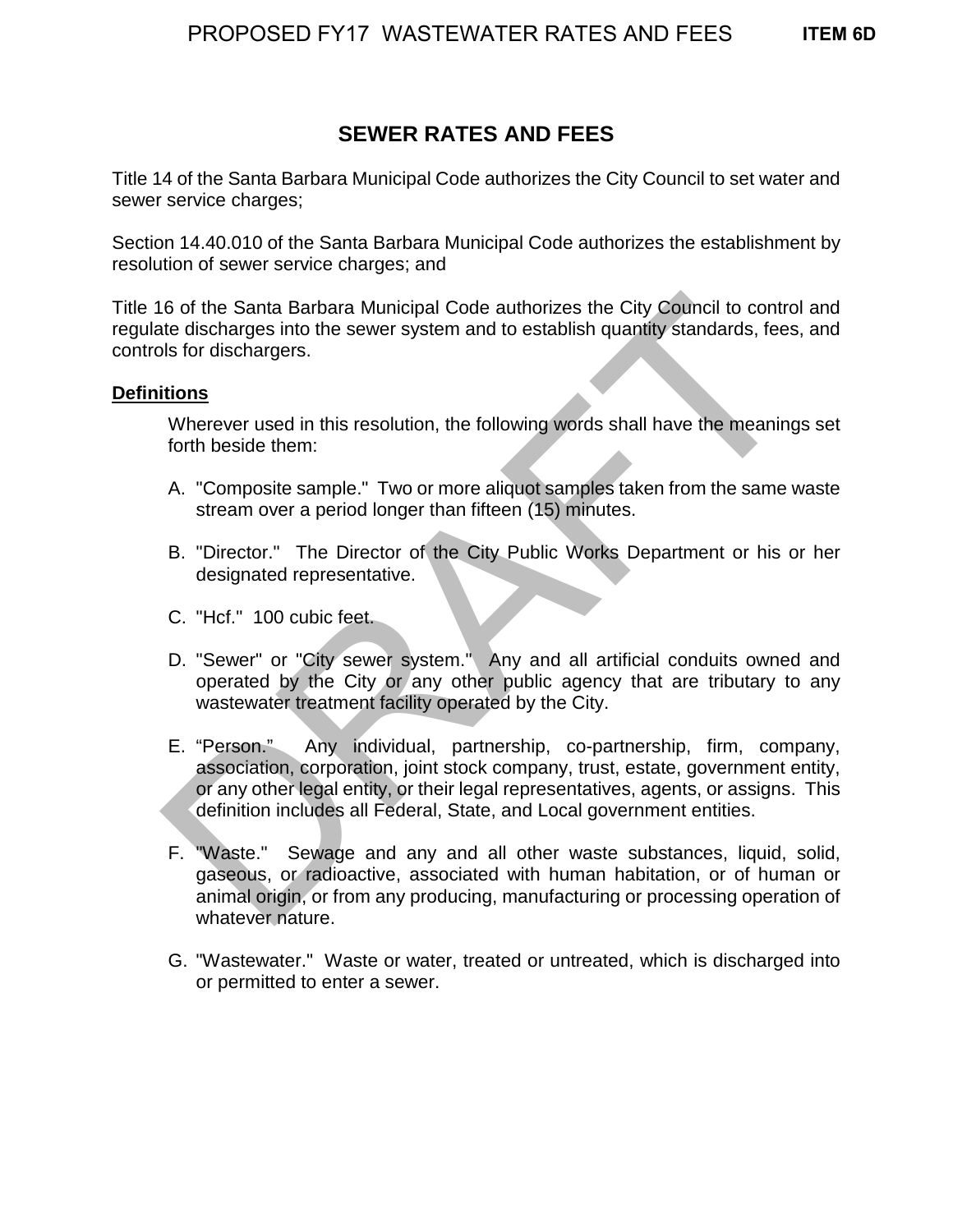# SEWER RATES AND FEES

Title 14 of the Santa Barbara Municipal Code authorizes the City Council to set water and sewer service charges;

Section 14.40.010 of the Santa Barbara Municipal Code authorizes the establishment by resolution of sewer service charges; and

Title 16 of the Santa Barbara Municipal Code authorizes the City Council to control and regulate discharges into the sewer system and to establish quantity standards, fees, and controls for dischargers.

## Definitions

Wherever used in this resolution, the following words shall have the meanings set forth beside them:

A. "Composite sample." Two or more aliquot samples taken from the same waste stream over a period longer than fifteen (15) minutes.

B. "Director." The Director of the City Public Works Department or his or her designated representative.

C. "Hcf." 100 cubic feet.

D. "Sewer" or "City sewer system." Any and all artificial conduits owned and operated by the City or any other public agency that are tributary to any wastewater treatment facility operated by the City.

E. "Person." Any individual, partnership, co-partnership, firm, company, association, corporation, joint stock company, trust, estate, government entity, or any other legal entity, or their legal representatives, agents, or assigns. This definition includes all Federal, State, and Local government entities.

F. "Waste." Sewage and any and all other waste substances, liquid, solid, gaseous, or radioactive, associated with human habitation, or of human or animal origin, or from any producing, manufacturing or processing operation of whatever nature.

G. "Wastewater." Waste or water, treated or untreated, which is discharged into or permitted to enter a sewer.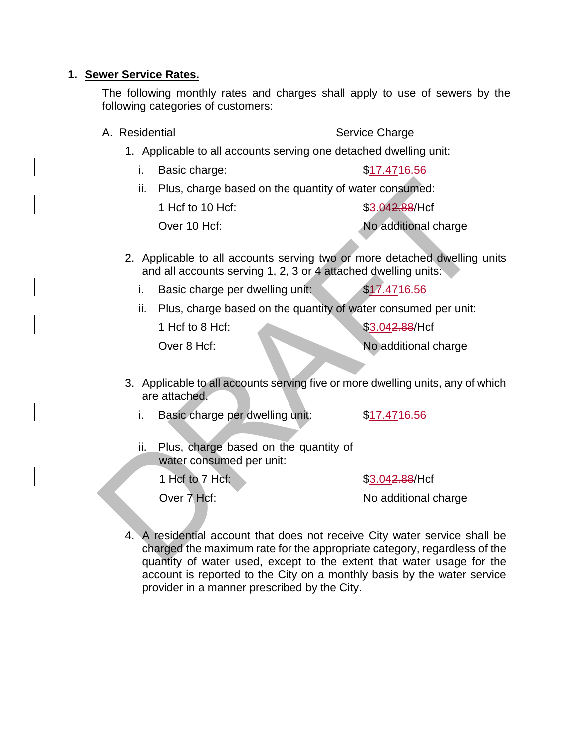1. **Sewer Service Rates.**

The following monthly rates and charges shall apply to use of sewers by the following categories of customers:

A. Residential — Service Charge

1. Applicable to all accounts serving one detached dwelling unit:

   i. Basic charge: $17.47~~16.56~~

   ii. Plus, charge based on the quantity of water consumed:

   1 Hcf to 10 Hcf: $3.04~~2.88~~/Hcf

   Over 10 Hcf: No additional charge

2. Applicable to all accounts serving two or more detached dwelling units and all accounts serving 1, 2, 3 or 4 attached dwelling units:

   i. Basic charge per dwelling unit: $17.47~~16.56~~

   ii. Plus, charge based on the quantity of water consumed per unit:

   1 Hcf to 8 Hcf: $3.04~~2.88~~/Hcf

   Over 8 Hcf: No additional charge

3. Applicable to all accounts serving five or more dwelling units, any of which are attached.

   i. Basic charge per dwelling unit: $17.47~~16.56~~

   ii. Plus, charge based on the quantity of water consumed per unit:

   1 Hcf to 7 Hcf: $3.04~~2.88~~/Hcf

   Over 7 Hcf: No additional charge

4. A residential account that does not receive City water service shall be charged the maximum rate for the appropriate category, regardless of the quantity of water used, except to the extent that water usage for the account is reported to the City on a monthly basis by the water service provider in a manner prescribed by the City.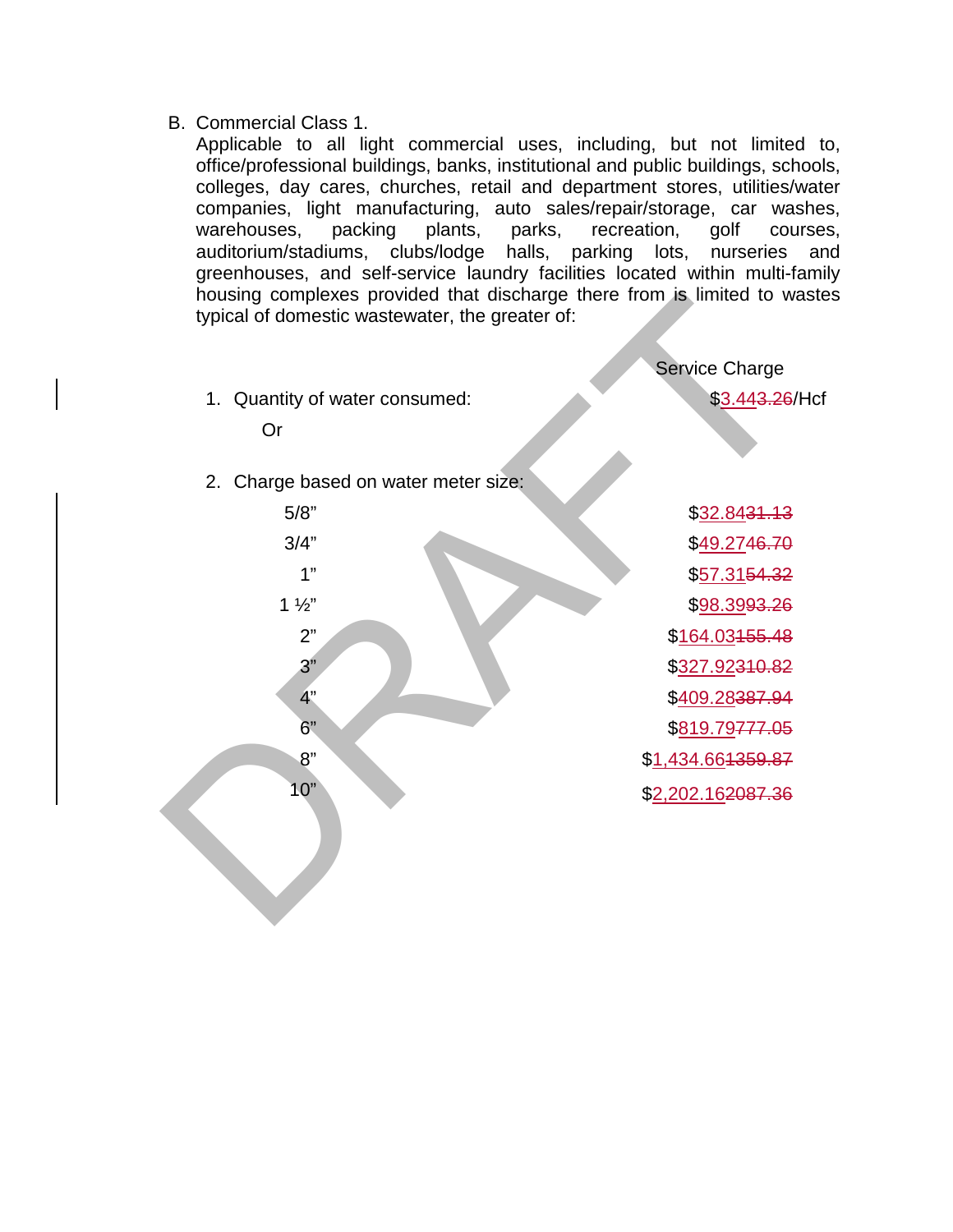B. Commercial Class 1.

Applicable to all light commercial uses, including, but not limited to, office/professional buildings, banks, institutional and public buildings, schools, colleges, day cares, churches, retail and department stores, utilities/water companies, light manufacturing, auto sales/repair/storage, car washes, warehouses, packing plants, parks, recreation, golf courses, auditorium/stadiums, clubs/lodge halls, parking lots, nurseries and greenhouses, and self-service laundry facilities located within multi-family housing complexes provided that discharge there from is limited to wastes typical of domestic wastewater, the greater of:

| | Service Charge |
|---|---|
| 1. Quantity of water consumed: | $3.44~~3.26~~/Hcf |

Or

2. Charge based on water meter size:

| Meter Size | Service Charge |
|---|---|
| 5/8" | $32.84~~31.13~~ |
| 3/4" | $49.27~~46.70~~ |
| 1" | $57.31~~54.32~~ |
| 1 ½" | $98.39~~93.26~~ |
| 2" | $164.03~~155.48~~ |
| 3" | $327.92~~310.82~~ |
| 4" | $409.28~~387.94~~ |
| 6" | $819.79~~777.05~~ |
| 8" | $1,434.66~~1359.87~~ |
| 10" | $2,202.16~~2087.36~~ |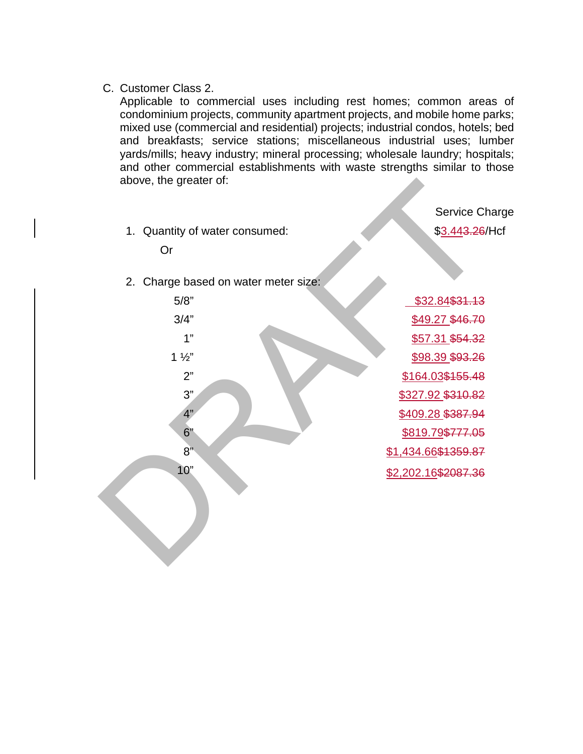C. Customer Class 2.

Applicable to commercial uses including rest homes; common areas of condominium projects, community apartment projects, and mobile home parks; mixed use (commercial and residential) projects; industrial condos, hotels; bed and breakfasts; service stations; miscellaneous industrial uses; lumber yards/mills; heavy industry; mineral processing; wholesale laundry; hospitals; and other commercial establishments with waste strengths similar to those above, the greater of:

| | Service Charge |
|---|---|
| 1. Quantity of water consumed: | $3.44 ~~3.26~~/Hcf |

Or

2. Charge based on water meter size:

| Meter Size | Charge |
|---|---|
| 5/8” | $32.84 ~~$31.13~~ |
| 3/4” | $49.27 ~~$46.70~~ |
| 1” | $57.31 ~~$54.32~~ |
| 1 ½” | $98.39 ~~$93.26~~ |
| 2” | $164.03 ~~$155.48~~ |
| 3” | $327.92 ~~$310.82~~ |
| 4” | $409.28 ~~$387.94~~ |
| 6” | $819.79 ~~$777.05~~ |
| 8” | $1,434.66 ~~$1359.87~~ |
| 10” | $2,202.16 ~~$2087.36~~ |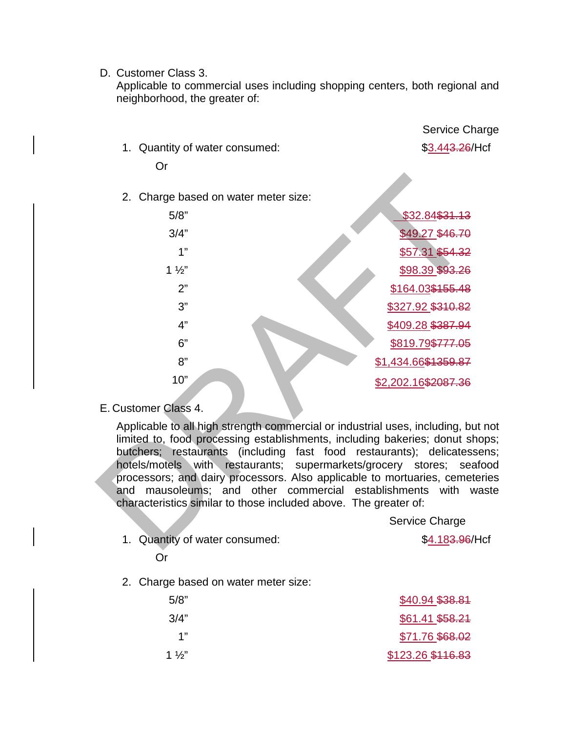D. Customer Class 3.

Applicable to commercial uses including shopping centers, both regional and neighborhood, the greater of:

| | Service Charge |
|---|---|
| 1. Quantity of water consumed: | $3.44~~3.26~~/Hcf |
| Or | |
| 2. Charge based on water meter size: | |
| 5/8" | $32.84 ~~$31.13~~ |
| 3/4" | $49.27 ~~$46.70~~ |
| 1" | $57.31 ~~$54.32~~ |
| 1 ½" | $98.39 ~~$93.26~~ |
| 2" | $164.03 ~~$155.48~~ |
| 3" | $327.92 ~~$310.82~~ |
| 4" | $409.28 ~~$387.94~~ |
| 6" | $819.79 ~~$777.05~~ |
| 8" | $1,434.66 ~~$1359.87~~ |
| 10" | $2,202.16 ~~$2087.36~~ |

E. Customer Class 4.

Applicable to all high strength commercial or industrial uses, including, but not limited to, food processing establishments, including bakeries; donut shops; butchers; restaurants (including fast food restaurants); delicatessens; hotels/motels with restaurants; supermarkets/grocery stores; seafood processors; and dairy processors. Also applicable to mortuaries, cemeteries and mausoleums; and other commercial establishments with waste characteristics similar to those included above. The greater of:

| | Service Charge |
|---|---|
| 1. Quantity of water consumed: | $4.18~~3.96~~/Hcf |
| Or | |
| 2. Charge based on water meter size: | |
| 5/8" | $40.94 ~~$38.81~~ |
| 3/4" | $61.41 ~~$58.21~~ |
| 1" | $71.76 ~~$68.02~~ |
| 1 ½" | $123.26 ~~$116.83~~ |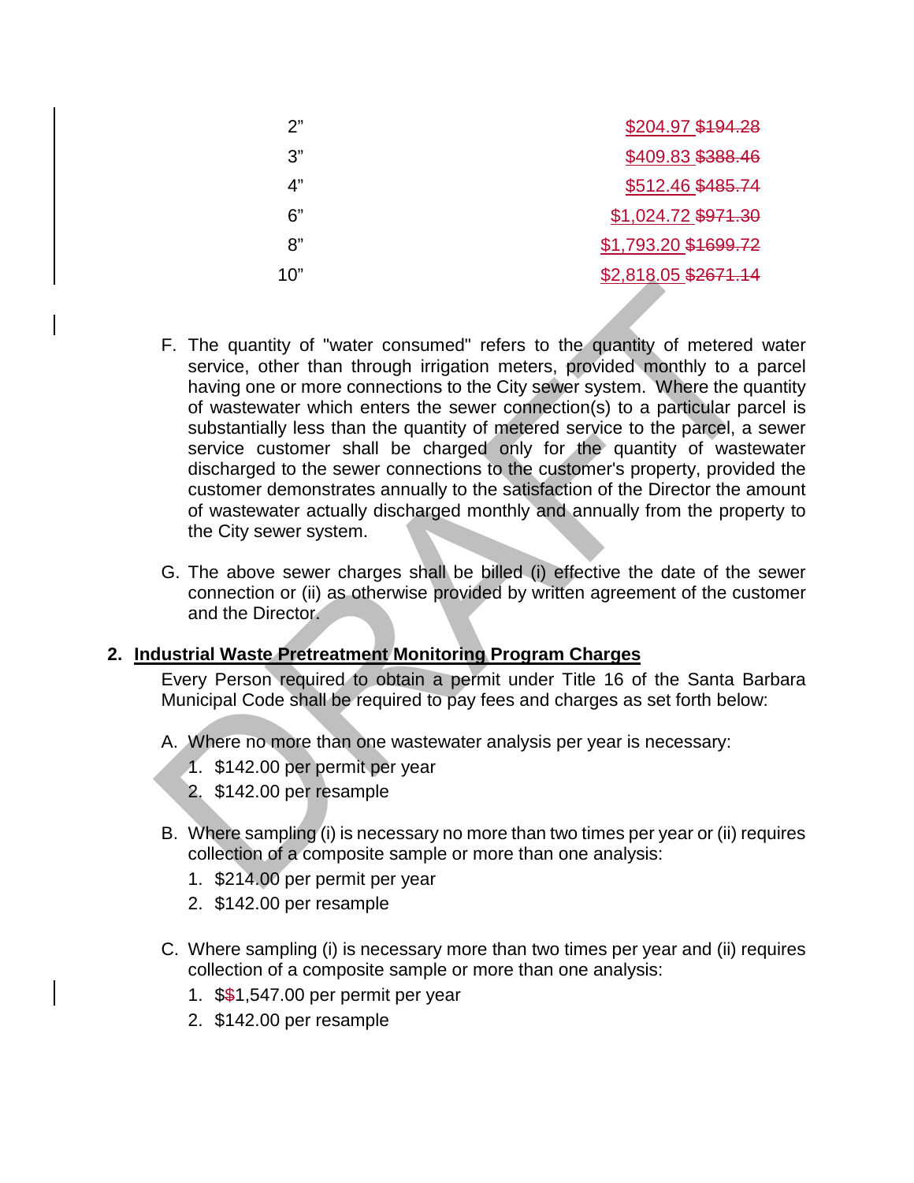| | |
|---|---|
| 2" | $204.97 ~~$194.28~~ |
| 3" | $409.83 ~~$388.46~~ |
| 4" | $512.46 ~~$485.74~~ |
| 6" | $1,024.72 ~~$971.30~~ |
| 8" | $1,793.20 ~~$1699.72~~ |
| 10" | $2,818.05 ~~$2671.14~~ |

F. The quantity of "water consumed" refers to the quantity of metered water service, other than through irrigation meters, provided monthly to a parcel having one or more connections to the City sewer system. Where the quantity of wastewater which enters the sewer connection(s) to a particular parcel is substantially less than the quantity of metered service to the parcel, a sewer service customer shall be charged only for the quantity of wastewater discharged to the sewer connections to the customer's property, provided the customer demonstrates annually to the satisfaction of the Director the amount of wastewater actually discharged monthly and annually from the property to the City sewer system.

G. The above sewer charges shall be billed (i) effective the date of the sewer connection or (ii) as otherwise provided by written agreement of the customer and the Director.

**2. <u>Industrial Waste Pretreatment Monitoring Program Charges</u>**

Every Person required to obtain a permit under Title 16 of the Santa Barbara Municipal Code shall be required to pay fees and charges as set forth below:

A. Where no more than one wastewater analysis per year is necessary:

1. $142.00 per permit per year
2. $142.00 per resample

B. Where sampling (i) is necessary no more than two times per year or (ii) requires collection of a composite sample or more than one analysis:

1. $214.00 per permit per year
2. $142.00 per resample

C. Where sampling (i) is necessary more than two times per year and (ii) requires collection of a composite sample or more than one analysis:

1. $$1,547.00 per permit per year
2. $142.00 per resample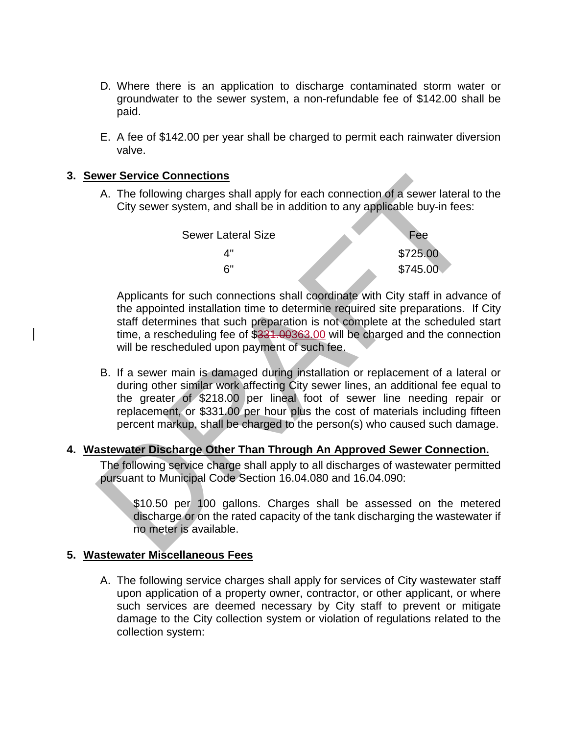D. Where there is an application to discharge contaminated storm water or groundwater to the sewer system, a non-refundable fee of $142.00 shall be paid.

E. A fee of $142.00 per year shall be charged to permit each rainwater diversion valve.

**3. <u>Sewer Service Connections</u>**

A. The following charges shall apply for each connection of a sewer lateral to the City sewer system, and shall be in addition to any applicable buy-in fees:

| Sewer Lateral Size | Fee |
|---|---|
| 4" | $725.00 |
| 6" | $745.00 |

Applicants for such connections shall coordinate with City staff in advance of the appointed installation time to determine required site preparations. If City staff determines that such preparation is not complete at the scheduled start time, a rescheduling fee of $~~331.00~~363.00 will be charged and the connection will be rescheduled upon payment of such fee.

B. If a sewer main is damaged during installation or replacement of a lateral or during other similar work affecting City sewer lines, an additional fee equal to the greater of $218.00 per lineal foot of sewer line needing repair or replacement, or $331.00 per hour plus the cost of materials including fifteen percent markup, shall be charged to the person(s) who caused such damage.

**4. <u>Wastewater Discharge Other Than Through An Approved Sewer Connection.</u>**

The following service charge shall apply to all discharges of wastewater permitted pursuant to Municipal Code Section 16.04.080 and 16.04.090:

$10.50 per 100 gallons. Charges shall be assessed on the metered discharge or on the rated capacity of the tank discharging the wastewater if no meter is available.

**5. <u>Wastewater Miscellaneous Fees</u>**

A. The following service charges shall apply for services of City wastewater staff upon application of a property owner, contractor, or other applicant, or where such services are deemed necessary by City staff to prevent or mitigate damage to the City collection system or violation of regulations related to the collection system: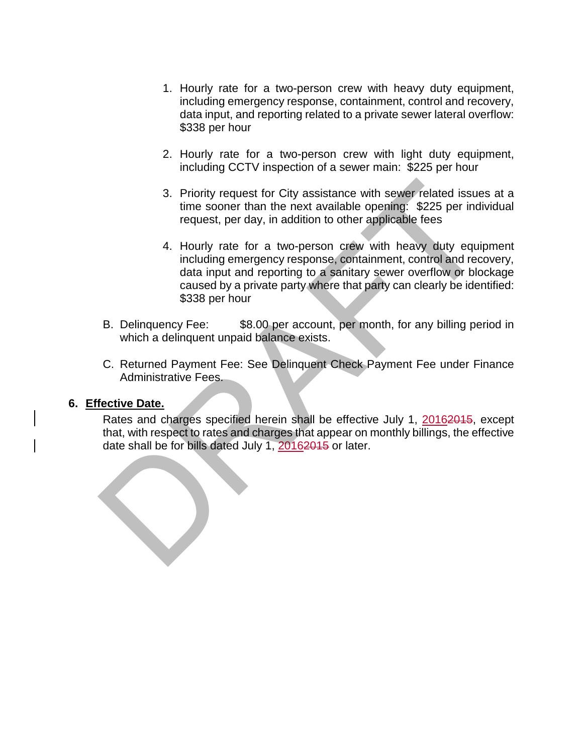1. Hourly rate for a two-person crew with heavy duty equipment, including emergency response, containment, control and recovery, data input, and reporting related to a private sewer lateral overflow: $338 per hour

2. Hourly rate for a two-person crew with light duty equipment, including CCTV inspection of a sewer main: $225 per hour

3. Priority request for City assistance with sewer related issues at a time sooner than the next available opening: $225 per individual request, per day, in addition to other applicable fees

4. Hourly rate for a two-person crew with heavy duty equipment including emergency response, containment, control and recovery, data input and reporting to a sanitary sewer overflow or blockage caused by a private party where that party can clearly be identified: $338 per hour

B. Delinquency Fee: $8.00 per account, per month, for any billing period in which a delinquent unpaid balance exists.

C. Returned Payment Fee: See Delinquent Check Payment Fee under Finance Administrative Fees.

**6. Effective Date.**

Rates and charges specified herein shall be effective July 1, 2016~~2015~~, except that, with respect to rates and charges that appear on monthly billings, the effective date shall be for bills dated July 1, 2016~~2015~~ or later.